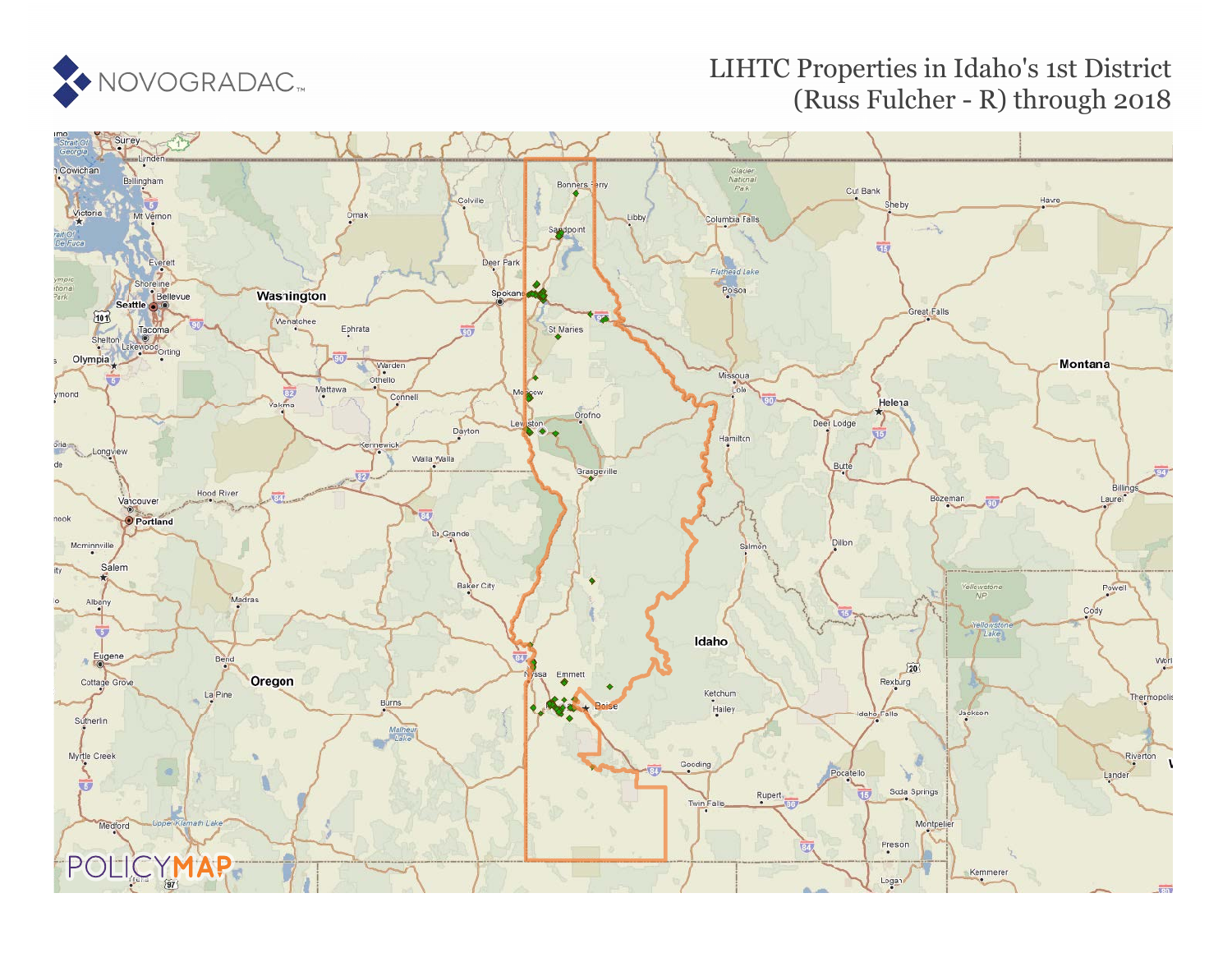NOVOGRADAC

# LIHTC Properties in Idaho's 1st District (Russ Fulcher - R) through 2018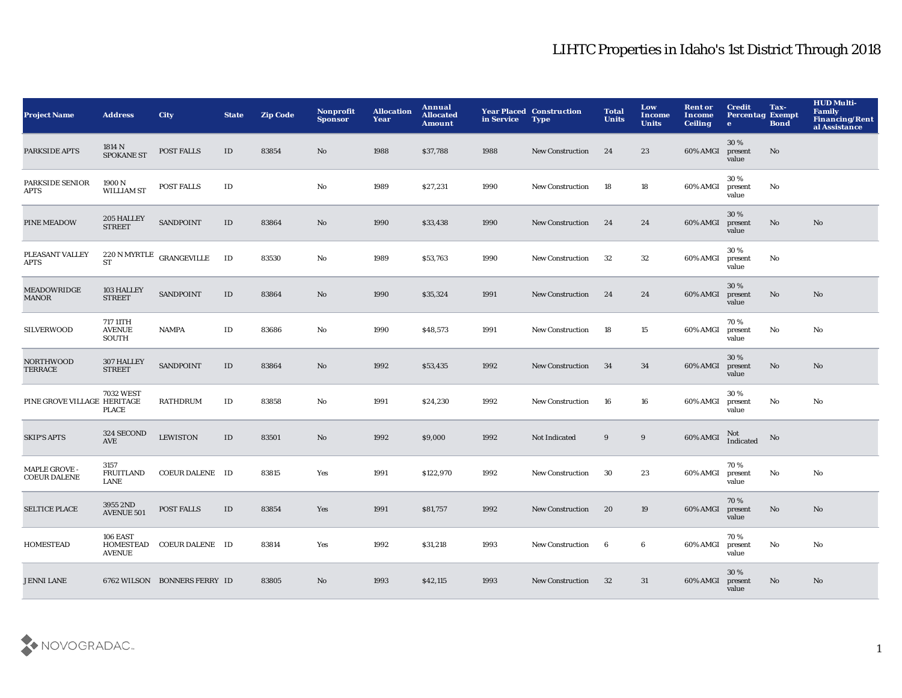# LIHTC Properties in Idaho's 1st District Through 2018

| Project Name | Address | City | State | Zip Code | Nonprofit Sponsor | Allocation Year | Annual Allocated Amount | Year Placed in Service | Construction Type | Total Units | Low Income Units | Rent or Income Ceiling | Credit Percentage | Tax-Exempt Bond | HUD Multi-Family Financing/Rental Assistance |
|---|---|---|---|---|---|---|---|---|---|---|---|---|---|---|---|
| PARKSIDE APTS | 1814 N SPOKANE ST | POST FALLS | ID | 83854 | No | 1988 | $37,788 | 1988 | New Construction | 24 | 23 | 60% AMGI | 30 % present value | No | |
| PARKSIDE SENIOR APTS | 1900 N WILLIAM ST | POST FALLS | ID | | No | 1989 | $27,231 | 1990 | New Construction | 18 | 18 | 60% AMGI | 30 % present value | No | |
| PINE MEADOW | 205 HALLEY STREET | SANDPOINT | ID | 83864 | No | 1990 | $33,438 | 1990 | New Construction | 24 | 24 | 60% AMGI | 30 % present value | No | No |
| PLEASANT VALLEY APTS | 220 N MYRTLE ST | GRANGEVILLE | ID | 83530 | No | 1989 | $53,763 | 1990 | New Construction | 32 | 32 | 60% AMGI | 30 % present value | No | |
| MEADOWRIDGE MANOR | 103 HALLEY STREET | SANDPOINT | ID | 83864 | No | 1990 | $35,324 | 1991 | New Construction | 24 | 24 | 60% AMGI | 30 % present value | No | No |
| SILVERWOOD | 717 11TH AVENUE SOUTH | NAMPA | ID | 83686 | No | 1990 | $48,573 | 1991 | New Construction | 18 | 15 | 60% AMGI | 70 % present value | No | No |
| NORTHWOOD TERRACE | 307 HALLEY STREET | SANDPOINT | ID | 83864 | No | 1992 | $53,435 | 1992 | New Construction | 34 | 34 | 60% AMGI | 30 % present value | No | No |
| PINE GROVE VILLAGE | 7032 WEST HERITAGE PLACE | RATHDRUM | ID | 83858 | No | 1991 | $24,230 | 1992 | New Construction | 16 | 16 | 60% AMGI | 30 % present value | No | No |
| SKIP'S APTS | 324 SECOND AVE | LEWISTON | ID | 83501 | No | 1992 | $9,000 | 1992 | Not Indicated | 9 | 9 | 60% AMGI | Not Indicated | No | |
| MAPLE GROVE - COEUR DALENE | 3157 FRUITLAND LANE | COEUR DALENE | ID | 83815 | Yes | 1991 | $122,970 | 1992 | New Construction | 30 | 23 | 60% AMGI | 70 % present value | No | No |
| SELTICE PLACE | 3955 2ND AVENUE 501 | POST FALLS | ID | 83854 | Yes | 1991 | $81,757 | 1992 | New Construction | 20 | 19 | 60% AMGI | 70 % present value | No | No |
| HOMESTEAD | 106 EAST HOMESTEAD AVENUE | COEUR DALENE | ID | 83814 | Yes | 1992 | $31,218 | 1993 | New Construction | 6 | 6 | 60% AMGI | 70 % present value | No | No |
| JENNI LANE | 6762 WILSON | BONNERS FERRY | ID | 83805 | No | 1993 | $42,115 | 1993 | New Construction | 32 | 31 | 60% AMGI | 30 % present value | No | No |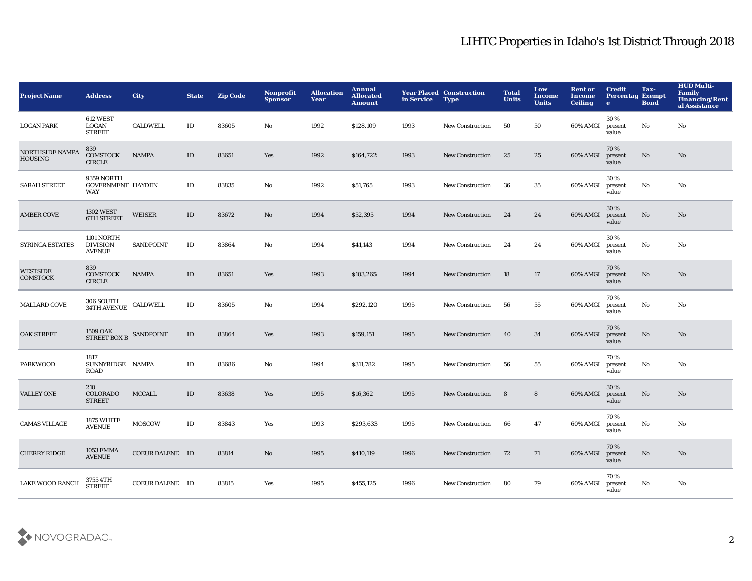# LIHTC Properties in Idaho's 1st District Through 2018

| Project Name | Address | City | State | Zip Code | Nonprofit Sponsor | Allocation Year | Annual Allocated Amount | Year Placed in Service | Construction Type | Total Units | Low Income Units | Rent or Income Ceiling | Credit Percentage | Tax-Exempt Bond | HUD Multi-Family Financing/Rental Assistance |
|---|---|---|---|---|---|---|---|---|---|---|---|---|---|---|---|
| LOGAN PARK | 612 WEST LOGAN STREET | CALDWELL | ID | 83605 | No | 1992 | $128,109 | 1993 | New Construction | 50 | 50 | 60% AMGI | 30 % present value | No | No |
| NORTHSIDE NAMPA HOUSING | 839 COMSTOCK CIRCLE | NAMPA | ID | 83651 | Yes | 1992 | $164,722 | 1993 | New Construction | 25 | 25 | 60% AMGI | 70 % present value | No | No |
| SARAH STREET | 9359 NORTH GOVERNMENT WAY | HAYDEN | ID | 83835 | No | 1992 | $51,765 | 1993 | New Construction | 36 | 35 | 60% AMGI | 30 % present value | No | No |
| AMBER COVE | 1302 WEST 6TH STREET | WEISER | ID | 83672 | No | 1994 | $52,395 | 1994 | New Construction | 24 | 24 | 60% AMGI | 30 % present value | No | No |
| SYRINGA ESTATES | 1101 NORTH DIVISION AVENUE | SANDPOINT | ID | 83864 | No | 1994 | $41,143 | 1994 | New Construction | 24 | 24 | 60% AMGI | 30 % present value | No | No |
| WESTSIDE COMSTOCK | 839 COMSTOCK CIRCLE | NAMPA | ID | 83651 | Yes | 1993 | $103,265 | 1994 | New Construction | 18 | 17 | 60% AMGI | 70 % present value | No | No |
| MALLARD COVE | 306 SOUTH 34TH AVENUE | CALDWELL | ID | 83605 | No | 1994 | $292,120 | 1995 | New Construction | 56 | 55 | 60% AMGI | 70 % present value | No | No |
| OAK STREET | 1509 OAK STREET BOX B | SANDPOINT | ID | 83864 | Yes | 1993 | $159,151 | 1995 | New Construction | 40 | 34 | 60% AMGI | 70 % present value | No | No |
| PARKWOOD | 1817 SUNNYRIDGE ROAD | NAMPA | ID | 83686 | No | 1994 | $311,782 | 1995 | New Construction | 56 | 55 | 60% AMGI | 70 % present value | No | No |
| VALLEY ONE | 210 COLORADO STREET | MCCALL | ID | 83638 | Yes | 1995 | $16,362 | 1995 | New Construction | 8 | 8 | 60% AMGI | 30 % present value | No | No |
| CAMAS VILLAGE | 1875 WHITE AVENUE | MOSCOW | ID | 83843 | Yes | 1993 | $293,633 | 1995 | New Construction | 66 | 47 | 60% AMGI | 70 % present value | No | No |
| CHERRY RIDGE | 1053 EMMA AVENUE | COEUR DALENE | ID | 83814 | No | 1995 | $410,119 | 1996 | New Construction | 72 | 71 | 60% AMGI | 70 % present value | No | No |
| LAKE WOOD RANCH | 3755 4TH STREET | COEUR DALENE | ID | 83815 | Yes | 1995 | $455,125 | 1996 | New Construction | 80 | 79 | 60% AMGI | 70 % present value | No | No |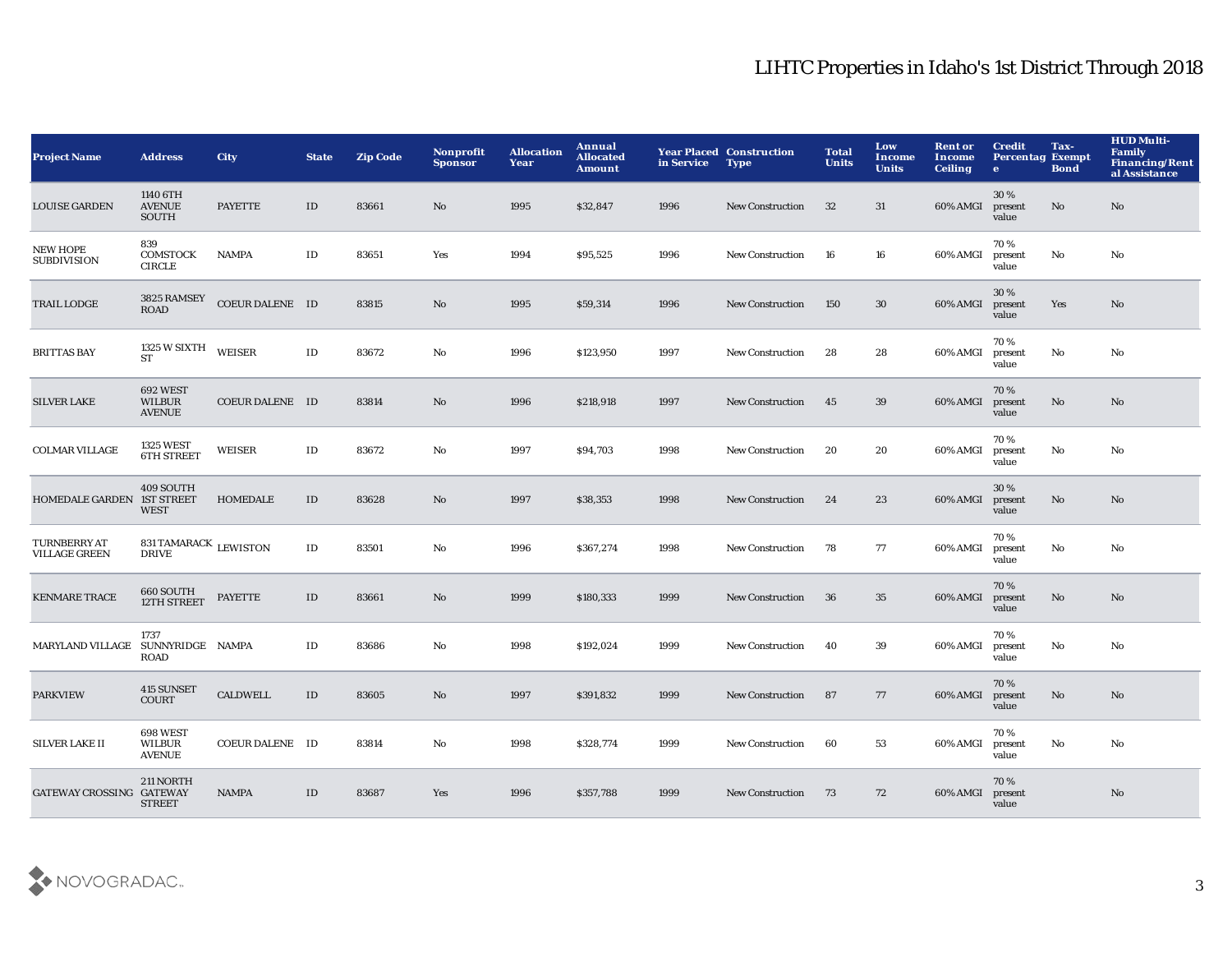# LIHTC Properties in Idaho's 1st District Through 2018

| Project Name | Address | City | State | Zip Code | Nonprofit Sponsor | Allocation Year | Annual Allocated Amount | Year Placed in Service | Construction Type | Total Units | Low Income Units | Rent or Income Ceiling | Credit Percentage | Tax-Exempt Bond | HUD Multi-Family Financing/Rental Assistance |
|---|---|---|---|---|---|---|---|---|---|---|---|---|---|---|---|
| LOUISE GARDEN | 1140 6TH AVENUE SOUTH | PAYETTE | ID | 83661 | No | 1995 | $32,847 | 1996 | New Construction | 32 | 31 | 60% AMGI | 30 % present value | No | No |
| NEW HOPE SUBDIVISION | 839 COMSTOCK CIRCLE | NAMPA | ID | 83651 | Yes | 1994 | $95,525 | 1996 | New Construction | 16 | 16 | 60% AMGI | 70 % present value | No | No |
| TRAIL LODGE | 3825 RAMSEY ROAD | COEUR DALENE | ID | 83815 | No | 1995 | $59,314 | 1996 | New Construction | 150 | 30 | 60% AMGI | 30 % present value | Yes | No |
| BRITTAS BAY | 1325 W SIXTH ST | WEISER | ID | 83672 | No | 1996 | $123,950 | 1997 | New Construction | 28 | 28 | 60% AMGI | 70 % present value | No | No |
| SILVER LAKE | 692 WEST WILBUR AVENUE | COEUR DALENE | ID | 83814 | No | 1996 | $218,918 | 1997 | New Construction | 45 | 39 | 60% AMGI | 70 % present value | No | No |
| COLMAR VILLAGE | 1325 WEST 6TH STREET | WEISER | ID | 83672 | No | 1997 | $94,703 | 1998 | New Construction | 20 | 20 | 60% AMGI | 70 % present value | No | No |
| HOMEDALE GARDEN | 409 SOUTH 1ST STREET WEST | HOMEDALE | ID | 83628 | No | 1997 | $38,353 | 1998 | New Construction | 24 | 23 | 60% AMGI | 30 % present value | No | No |
| TURNBERRY AT VILLAGE GREEN | 831 TAMARACK DRIVE | LEWISTON | ID | 83501 | No | 1996 | $367,274 | 1998 | New Construction | 78 | 77 | 60% AMGI | 70 % present value | No | No |
| KENMARE TRACE | 660 SOUTH 12TH STREET | PAYETTE | ID | 83661 | No | 1999 | $180,333 | 1999 | New Construction | 36 | 35 | 60% AMGI | 70 % present value | No | No |
| MARYLAND VILLAGE | 1737 SUNNYRIDGE ROAD | NAMPA | ID | 83686 | No | 1998 | $192,024 | 1999 | New Construction | 40 | 39 | 60% AMGI | 70 % present value | No | No |
| PARKVIEW | 415 SUNSET COURT | CALDWELL | ID | 83605 | No | 1997 | $391,832 | 1999 | New Construction | 87 | 77 | 60% AMGI | 70 % present value | No | No |
| SILVER LAKE II | 698 WEST WILBUR AVENUE | COEUR DALENE | ID | 83814 | No | 1998 | $328,774 | 1999 | New Construction | 60 | 53 | 60% AMGI | 70 % present value | No | No |
| GATEWAY CROSSING | 211 NORTH GATEWAY STREET | NAMPA | ID | 83687 | Yes | 1996 | $357,788 | 1999 | New Construction | 73 | 72 | 60% AMGI | 70 % present value | | No |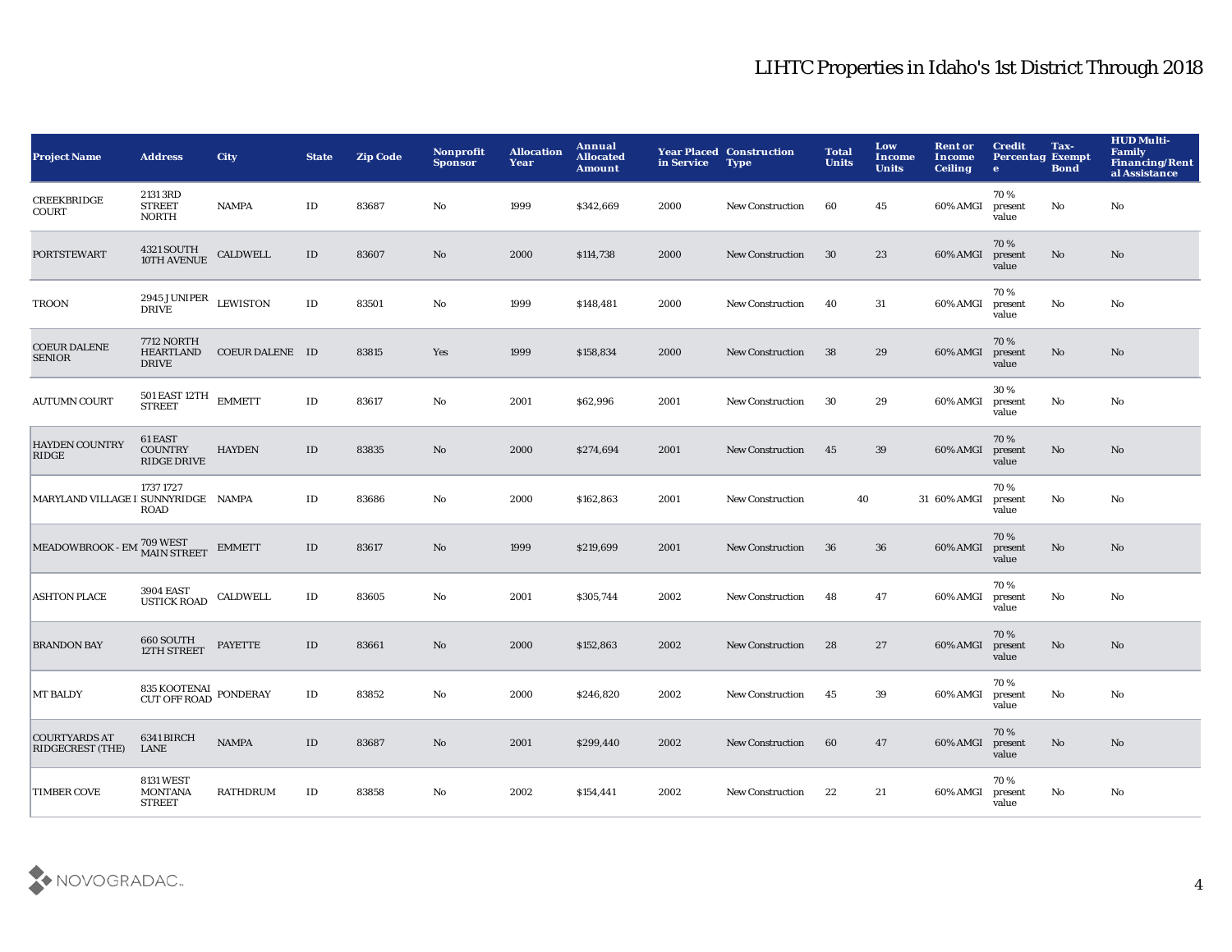# LIHTC Properties in Idaho's 1st District Through 2018

| Project Name | Address | City | State | Zip Code | Nonprofit Sponsor | Allocation Year | Annual Allocated Amount | Year Placed in Service | Construction Type | Total Units | Low Income Units | Rent or Income Ceiling | Credit Percentage | Tax-Exempt Bond | HUD Multi-Family Financing/Rental Assistance |
|---|---|---|---|---|---|---|---|---|---|---|---|---|---|---|---|
| CREEKBRIDGE COURT | 2131 3RD STREET NORTH | NAMPA | ID | 83687 | No | 1999 | $342,669 | 2000 | New Construction | 60 | 45 | 60% AMGI | 70 % present value | No | No |
| PORTSTEWART | 4321 SOUTH 10TH AVENUE | CALDWELL | ID | 83607 | No | 2000 | $114,738 | 2000 | New Construction | 30 | 23 | 60% AMGI | 70 % present value | No | No |
| TROON | 2945 JUNIPER DRIVE | LEWISTON | ID | 83501 | No | 1999 | $148,481 | 2000 | New Construction | 40 | 31 | 60% AMGI | 70 % present value | No | No |
| COEUR DALENE SENIOR | 7712 NORTH HEARTLAND DRIVE | COEUR DALENE | ID | 83815 | Yes | 1999 | $158,834 | 2000 | New Construction | 38 | 29 | 60% AMGI | 70 % present value | No | No |
| AUTUMN COURT | 501 EAST 12TH STREET | EMMETT | ID | 83617 | No | 2001 | $62,996 | 2001 | New Construction | 30 | 29 | 60% AMGI | 30 % present value | No | No |
| HAYDEN COUNTRY RIDGE | 61 EAST COUNTRY RIDGE DRIVE | HAYDEN | ID | 83835 | No | 2000 | $274,694 | 2001 | New Construction | 45 | 39 | 60% AMGI | 70 % present value | No | No |
| MARYLAND VILLAGE I | 1737 1727 SUNNYRIDGE ROAD | NAMPA | ID | 83686 | No | 2000 | $162,863 | 2001 | New Construction | 40 | 31 | 60% AMGI | 70 % present value | No | No |
| MEADOWBROOK - EM | 709 WEST MAIN STREET | EMMETT | ID | 83617 | No | 1999 | $219,699 | 2001 | New Construction | 36 | 36 | 60% AMGI | 70 % present value | No | No |
| ASHTON PLACE | 3904 EAST USTICK ROAD | CALDWELL | ID | 83605 | No | 2001 | $305,744 | 2002 | New Construction | 48 | 47 | 60% AMGI | 70 % present value | No | No |
| BRANDON BAY | 660 SOUTH 12TH STREET | PAYETTE | ID | 83661 | No | 2000 | $152,863 | 2002 | New Construction | 28 | 27 | 60% AMGI | 70 % present value | No | No |
| MT BALDY | 835 KOOTENAI CUT OFF ROAD | PONDERAY | ID | 83852 | No | 2000 | $246,820 | 2002 | New Construction | 45 | 39 | 60% AMGI | 70 % present value | No | No |
| COURTYARDS AT RIDGECREST (THE) | 6341 BIRCH LANE | NAMPA | ID | 83687 | No | 2001 | $299,440 | 2002 | New Construction | 60 | 47 | 60% AMGI | 70 % present value | No | No |
| TIMBER COVE | 8131 WEST MONTANA STREET | RATHDRUM | ID | 83858 | No | 2002 | $154,441 | 2002 | New Construction | 22 | 21 | 60% AMGI | 70 % present value | No | No |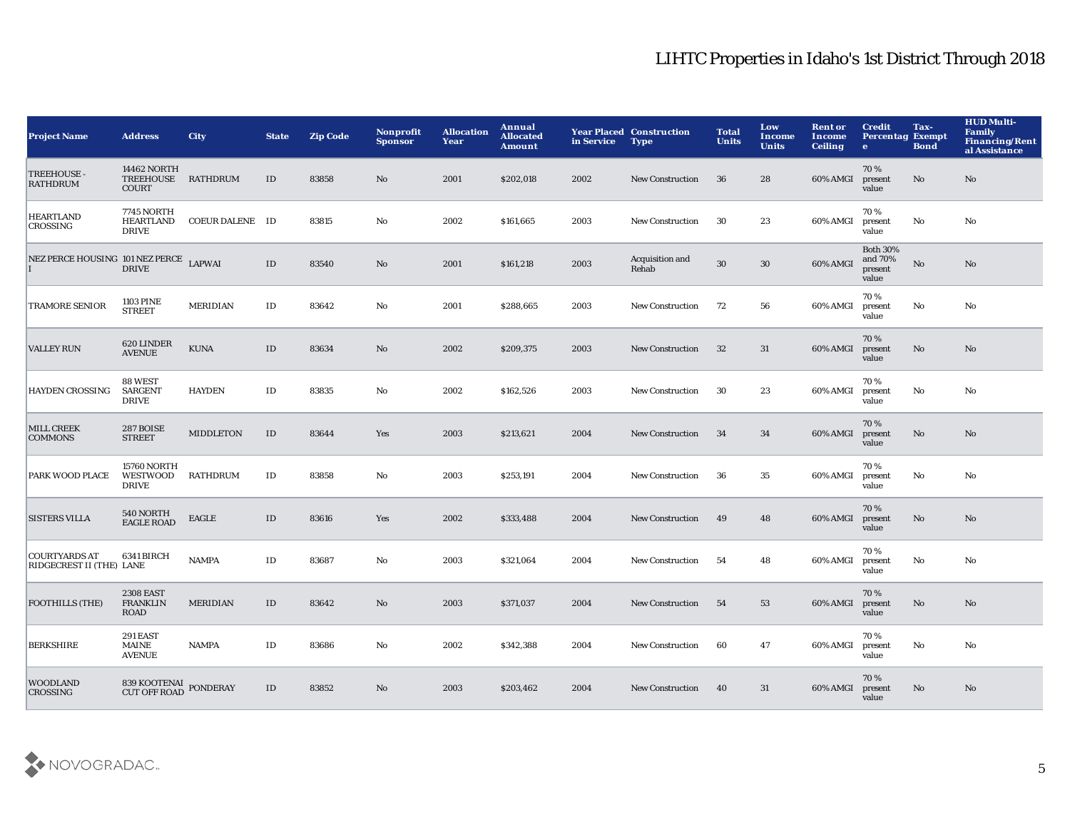# LIHTC Properties in Idaho's 1st District Through 2018

| Project Name | Address | City | State | Zip Code | Nonprofit Sponsor | Allocation Year | Annual Allocated Amount | Year Placed in Service | Construction Type | Total Units | Low Income Units | Rent or Income Ceiling | Credit Percentage | Tax-Exempt Bond | HUD Multi-Family Financing/Rental Assistance |
|---|---|---|---|---|---|---|---|---|---|---|---|---|---|---|---|
| TREEHOUSE - RATHDRUM | 14462 NORTH TREEHOUSE COURT | RATHDRUM | ID | 83858 | No | 2001 | $202,018 | 2002 | New Construction | 36 | 28 | 60% AMGI | 70 % present value | No | No |
| HEARTLAND CROSSING | 7745 NORTH HEARTLAND DRIVE | COEUR DALENE | ID | 83815 | No | 2002 | $161,665 | 2003 | New Construction | 30 | 23 | 60% AMGI | 70 % present value | No | No |
| NEZ PERCE HOUSING I | 101 NEZ PERCE DRIVE | LAPWAI | ID | 83540 | No | 2001 | $161,218 | 2003 | Acquisition and Rehab | 30 | 30 | 60% AMGI | Both 30% and 70% present value | No | No |
| TRAMORE SENIOR | 1103 PINE STREET | MERIDIAN | ID | 83642 | No | 2001 | $288,665 | 2003 | New Construction | 72 | 56 | 60% AMGI | 70 % present value | No | No |
| VALLEY RUN | 620 LINDER AVENUE | KUNA | ID | 83634 | No | 2002 | $209,375 | 2003 | New Construction | 32 | 31 | 60% AMGI | 70 % present value | No | No |
| HAYDEN CROSSING | 88 WEST SARGENT DRIVE | HAYDEN | ID | 83835 | No | 2002 | $162,526 | 2003 | New Construction | 30 | 23 | 60% AMGI | 70 % present value | No | No |
| MILL CREEK COMMONS | 287 BOISE STREET | MIDDLETON | ID | 83644 | Yes | 2003 | $213,621 | 2004 | New Construction | 34 | 34 | 60% AMGI | 70 % present value | No | No |
| PARK WOOD PLACE | 15760 NORTH WESTWOOD DRIVE | RATHDRUM | ID | 83858 | No | 2003 | $253,191 | 2004 | New Construction | 36 | 35 | 60% AMGI | 70 % present value | No | No |
| SISTERS VILLA | 540 NORTH EAGLE ROAD | EAGLE | ID | 83616 | Yes | 2002 | $333,488 | 2004 | New Construction | 49 | 48 | 60% AMGI | 70 % present value | No | No |
| COURTYARDS AT RIDGECREST II (THE) | 6341 BIRCH LANE | NAMPA | ID | 83687 | No | 2003 | $321,064 | 2004 | New Construction | 54 | 48 | 60% AMGI | 70 % present value | No | No |
| FOOTHILLS (THE) | 2308 EAST FRANKLIN ROAD | MERIDIAN | ID | 83642 | No | 2003 | $371,037 | 2004 | New Construction | 54 | 53 | 60% AMGI | 70 % present value | No | No |
| BERKSHIRE | 291 EAST MAINE AVENUE | NAMPA | ID | 83686 | No | 2002 | $342,388 | 2004 | New Construction | 60 | 47 | 60% AMGI | 70 % present value | No | No |
| WOODLAND CROSSING | 839 KOOTENAI CUT OFF ROAD | PONDERAY | ID | 83852 | No | 2003 | $203,462 | 2004 | New Construction | 40 | 31 | 60% AMGI | 70 % present value | No | No |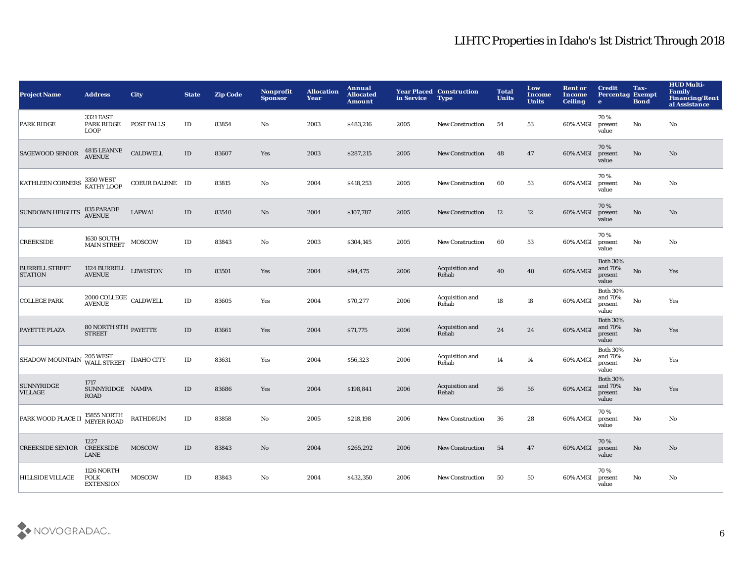# LIHTC Properties in Idaho's 1st District Through 2018

| Project Name | Address | City | State | Zip Code | Nonprofit Sponsor | Allocation Year | Annual Allocated Amount | Year Placed in Service | Construction Type | Total Units | Low Income Units | Rent or Income Ceiling | Credit Percentage | Tax-Exempt Bond | HUD Multi-Family Financing/Rental Assistance |
|---|---|---|---|---|---|---|---|---|---|---|---|---|---|---|---|
| PARK RIDGE | 3321 EAST PARK RIDGE LOOP | POST FALLS | ID | 83854 | No | 2003 | $483,216 | 2005 | New Construction | 54 | 53 | 60% AMGI | 70 % present value | No | No |
| SAGEWOOD SENIOR | 4815 LEANNE AVENUE | CALDWELL | ID | 83607 | Yes | 2003 | $287,215 | 2005 | New Construction | 48 | 47 | 60% AMGI | 70 % present value | No | No |
| KATHLEEN CORNERS | 3350 WEST KATHY LOOP | COEUR DALENE | ID | 83815 | No | 2004 | $418,253 | 2005 | New Construction | 60 | 53 | 60% AMGI | 70 % present value | No | No |
| SUNDOWN HEIGHTS | 835 PARADE AVENUE | LAPWAI | ID | 83540 | No | 2004 | $107,787 | 2005 | New Construction | 12 | 12 | 60% AMGI | 70 % present value | No | No |
| CREEKSIDE | 1630 SOUTH MAIN STREET | MOSCOW | ID | 83843 | No | 2003 | $304,145 | 2005 | New Construction | 60 | 53 | 60% AMGI | 70 % present value | No | No |
| BURRELL STREET STATION | 1124 BURRELL AVENUE | LEWISTON | ID | 83501 | Yes | 2004 | $94,475 | 2006 | Acquisition and Rehab | 40 | 40 | 60% AMGI | Both 30% and 70% present value | No | Yes |
| COLLEGE PARK | 2000 COLLEGE AVENUE | CALDWELL | ID | 83605 | Yes | 2004 | $70,277 | 2006 | Acquisition and Rehab | 18 | 18 | 60% AMGI | Both 30% and 70% present value | No | Yes |
| PAYETTE PLAZA | 80 NORTH 9TH STREET | PAYETTE | ID | 83661 | Yes | 2004 | $71,775 | 2006 | Acquisition and Rehab | 24 | 24 | 60% AMGI | Both 30% and 70% present value | No | Yes |
| SHADOW MOUNTAIN | 205 WEST WALL STREET | IDAHO CITY | ID | 83631 | Yes | 2004 | $56,323 | 2006 | Acquisition and Rehab | 14 | 14 | 60% AMGI | Both 30% and 70% present value | No | Yes |
| SUNNYRIDGE VILLAGE | 1717 SUNNYRIDGE ROAD | NAMPA | ID | 83686 | Yes | 2004 | $198,841 | 2006 | Acquisition and Rehab | 56 | 56 | 60% AMGI | Both 30% and 70% present value | No | Yes |
| PARK WOOD PLACE II | 15855 NORTH MEYER ROAD | RATHDRUM | ID | 83858 | No | 2005 | $218,198 | 2006 | New Construction | 36 | 28 | 60% AMGI | 70 % present value | No | No |
| CREEKSIDE SENIOR | 1227 CREEKSIDE LANE | MOSCOW | ID | 83843 | No | 2004 | $265,292 | 2006 | New Construction | 54 | 47 | 60% AMGI | 70 % present value | No | No |
| HILLSIDE VILLAGE | 1126 NORTH POLK EXTENSION | MOSCOW | ID | 83843 | No | 2004 | $432,350 | 2006 | New Construction | 50 | 50 | 60% AMGI | 70 % present value | No | No |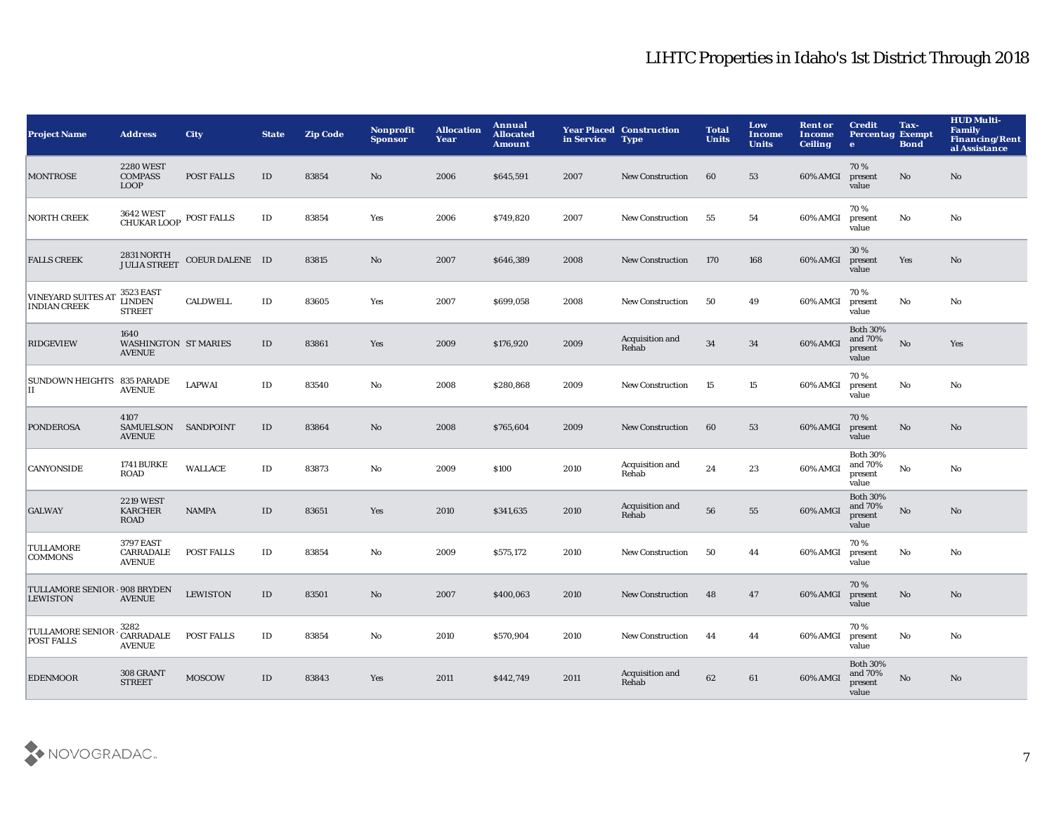# LIHTC Properties in Idaho's 1st District Through 2018

| Project Name | Address | City | State | Zip Code | Nonprofit Sponsor | Allocation Year | Annual Allocated Amount | Year Placed in Service | Construction Type | Total Units | Low Income Units | Rent or Income Ceiling | Credit Percentage | Tax-Exempt Bond | HUD Multi-Family Financing/Rental Assistance |
|---|---|---|---|---|---|---|---|---|---|---|---|---|---|---|---|
| MONTROSE | 2280 WEST COMPASS LOOP | POST FALLS | ID | 83854 | No | 2006 | $645,591 | 2007 | New Construction | 60 | 53 | 60% AMGI | 70 % present value | No | No |
| NORTH CREEK | 3642 WEST CHUKAR LOOP | POST FALLS | ID | 83854 | Yes | 2006 | $749,820 | 2007 | New Construction | 55 | 54 | 60% AMGI | 70 % present value | No | No |
| FALLS CREEK | 2831 NORTH JULIA STREET | COEUR DALENE | ID | 83815 | No | 2007 | $646,389 | 2008 | New Construction | 170 | 168 | 60% AMGI | 30 % present value | Yes | No |
| VINEYARD SUITES AT INDIAN CREEK | 3523 EAST LINDEN STREET | CALDWELL | ID | 83605 | Yes | 2007 | $699,058 | 2008 | New Construction | 50 | 49 | 60% AMGI | 70 % present value | No | No |
| RIDGEVIEW | 1640 WASHINGTON AVENUE | ST MARIES | ID | 83861 | Yes | 2009 | $176,920 | 2009 | Acquisition and Rehab | 34 | 34 | 60% AMGI | Both 30% and 70% present value | No | Yes |
| SUNDOWN HEIGHTS II | 835 PARADE AVENUE | LAPWAI | ID | 83540 | No | 2008 | $280,868 | 2009 | New Construction | 15 | 15 | 60% AMGI | 70 % present value | No | No |
| PONDEROSA | 4107 SAMUELSON AVENUE | SANDPOINT | ID | 83864 | No | 2008 | $765,604 | 2009 | New Construction | 60 | 53 | 60% AMGI | 70 % present value | No | No |
| CANYONSIDE | 1741 BURKE ROAD | WALLACE | ID | 83873 | No | 2009 | $100 | 2010 | Acquisition and Rehab | 24 | 23 | 60% AMGI | Both 30% and 70% present value | No | No |
| GALWAY | 2219 WEST KARCHER ROAD | NAMPA | ID | 83651 | Yes | 2010 | $341,635 | 2010 | Acquisition and Rehab | 56 | 55 | 60% AMGI | Both 30% and 70% present value | No | No |
| TULLAMORE COMMONS | 3797 EAST CARRADALE AVENUE | POST FALLS | ID | 83854 | No | 2009 | $575,172 | 2010 | New Construction | 50 | 44 | 60% AMGI | 70 % present value | No | No |
| TULLAMORE SENIOR - LEWISTON | 908 BRYDEN AVENUE | LEWISTON | ID | 83501 | No | 2007 | $400,063 | 2010 | New Construction | 48 | 47 | 60% AMGI | 70 % present value | No | No |
| TULLAMORE SENIOR - POST FALLS | 3282 CARRADALE AVENUE | POST FALLS | ID | 83854 | No | 2010 | $570,904 | 2010 | New Construction | 44 | 44 | 60% AMGI | 70 % present value | No | No |
| EDENMOOR | 308 GRANT STREET | MOSCOW | ID | 83843 | Yes | 2011 | $442,749 | 2011 | Acquisition and Rehab | 62 | 61 | 60% AMGI | Both 30% and 70% present value | No | No |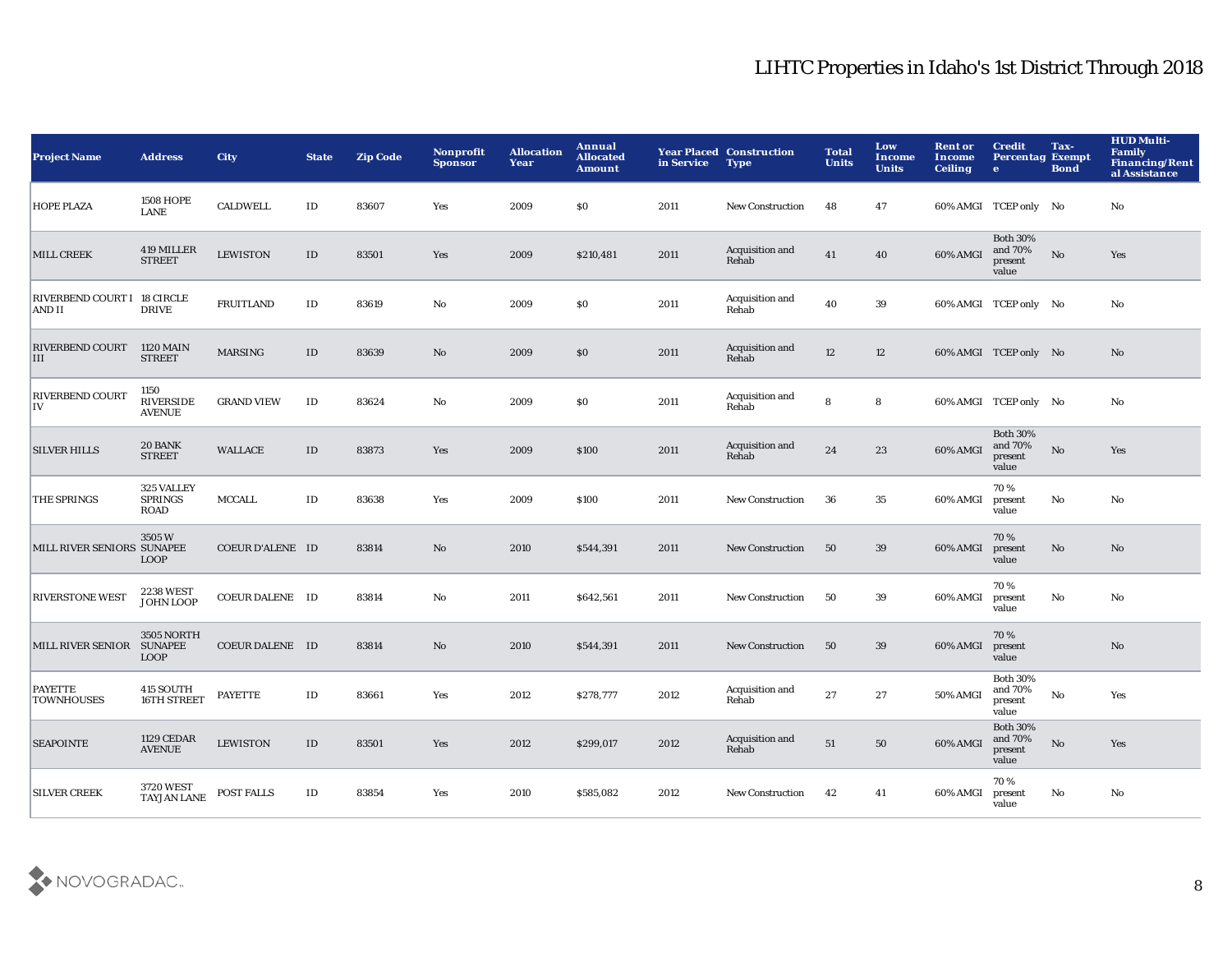# LIHTC Properties in Idaho's 1st District Through 2018

| Project Name | Address | City | State | Zip Code | Nonprofit Sponsor | Allocation Year | Annual Allocated Amount | Year Placed in Service | Construction Type | Total Units | Low Income Units | Rent or Income Ceiling | Credit Percentage | Tax-Exempt Bond | HUD Multi-Family Financing/Rental Assistance |
|---|---|---|---|---|---|---|---|---|---|---|---|---|---|---|---|
| HOPE PLAZA | 1508 HOPE LANE | CALDWELL | ID | 83607 | Yes | 2009 | $0 | 2011 | New Construction | 48 | 47 | 60% AMGI | TCEP only | No | No |
| MILL CREEK | 419 MILLER STREET | LEWISTON | ID | 83501 | Yes | 2009 | $210,481 | 2011 | Acquisition and Rehab | 41 | 40 | 60% AMGI | Both 30% and 70% present value | No | Yes |
| RIVERBEND COURT I AND II | 18 CIRCLE DRIVE | FRUITLAND | ID | 83619 | No | 2009 | $0 | 2011 | Acquisition and Rehab | 40 | 39 | 60% AMGI | TCEP only | No | No |
| RIVERBEND COURT III | 1120 MAIN STREET | MARSING | ID | 83639 | No | 2009 | $0 | 2011 | Acquisition and Rehab | 12 | 12 | 60% AMGI | TCEP only | No | No |
| RIVERBEND COURT IV | 1150 RIVERSIDE AVENUE | GRAND VIEW | ID | 83624 | No | 2009 | $0 | 2011 | Acquisition and Rehab | 8 | 8 | 60% AMGI | TCEP only | No | No |
| SILVER HILLS | 20 BANK STREET | WALLACE | ID | 83873 | Yes | 2009 | $100 | 2011 | Acquisition and Rehab | 24 | 23 | 60% AMGI | Both 30% and 70% present value | No | Yes |
| THE SPRINGS | 325 VALLEY SPRINGS ROAD | MCCALL | ID | 83638 | Yes | 2009 | $100 | 2011 | New Construction | 36 | 35 | 60% AMGI | 70 % present value | No | No |
| MILL RIVER SENIORS | 3505 W SUNAPEE LOOP | COEUR D'ALENE | ID | 83814 | No | 2010 | $544,391 | 2011 | New Construction | 50 | 39 | 60% AMGI | 70 % present value | No | No |
| RIVERSTONE WEST | 2238 WEST JOHN LOOP | COEUR DALENE | ID | 83814 | No | 2011 | $642,561 | 2011 | New Construction | 50 | 39 | 60% AMGI | 70 % present value | No | No |
| MILL RIVER SENIOR | 3505 NORTH SUNAPEE LOOP | COEUR DALENE | ID | 83814 | No | 2010 | $544,391 | 2011 | New Construction | 50 | 39 | 60% AMGI | 70 % present value | | No |
| PAYETTE TOWNHOUSES | 415 SOUTH 16TH STREET | PAYETTE | ID | 83661 | Yes | 2012 | $278,777 | 2012 | Acquisition and Rehab | 27 | 27 | 50% AMGI | Both 30% and 70% present value | No | Yes |
| SEAPOINTE | 1129 CEDAR AVENUE | LEWISTON | ID | 83501 | Yes | 2012 | $299,017 | 2012 | Acquisition and Rehab | 51 | 50 | 60% AMGI | Both 30% and 70% present value | No | Yes |
| SILVER CREEK | 3720 WEST TAYJAN LANE | POST FALLS | ID | 83854 | Yes | 2010 | $585,082 | 2012 | New Construction | 42 | 41 | 60% AMGI | 70 % present value | No | No |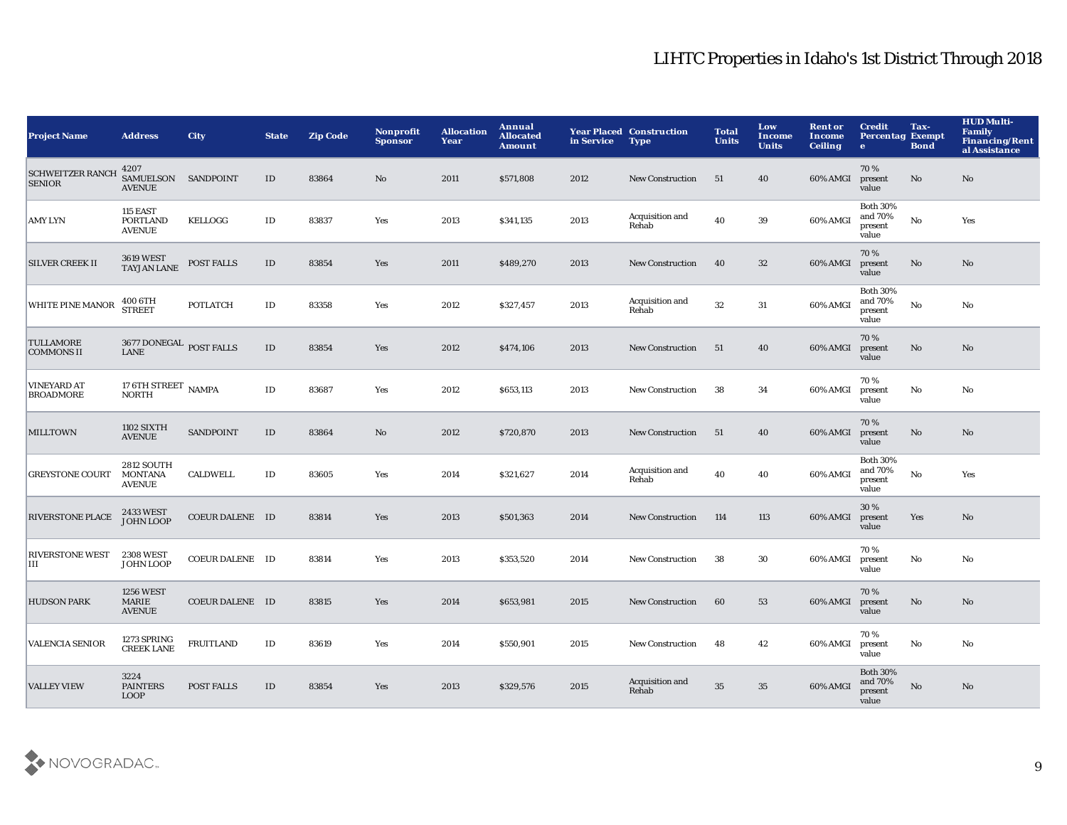# LIHTC Properties in Idaho's 1st District Through 2018

| Project Name | Address | City | State | Zip Code | Nonprofit Sponsor | Allocation Year | Annual Allocated Amount | Year Placed in Service | Construction Type | Total Units | Low Income Units | Rent or Income Ceiling | Credit Percentage | Tax-Exempt Bond | HUD Multi-Family Financing/Rental Assistance |
|---|---|---|---|---|---|---|---|---|---|---|---|---|---|---|---|
| SCHWEITZER RANCH SENIOR | 4207 SAMUELSON AVENUE | SANDPOINT | ID | 83864 | No | 2011 | $571,808 | 2012 | New Construction | 51 | 40 | 60% AMGI | 70 % present value | No | No |
| AMY LYN | 115 EAST PORTLAND AVENUE | KELLOGG | ID | 83837 | Yes | 2013 | $341,135 | 2013 | Acquisition and Rehab | 40 | 39 | 60% AMGI | Both 30% and 70% present value | No | Yes |
| SILVER CREEK II | 3619 WEST TAYJAN LANE | POST FALLS | ID | 83854 | Yes | 2011 | $489,270 | 2013 | New Construction | 40 | 32 | 60% AMGI | 70 % present value | No | No |
| WHITE PINE MANOR | 400 6TH STREET | POTLATCH | ID | 83358 | Yes | 2012 | $327,457 | 2013 | Acquisition and Rehab | 32 | 31 | 60% AMGI | Both 30% and 70% present value | No | No |
| TULLAMORE COMMONS II | 3677 DONEGAL LANE | POST FALLS | ID | 83854 | Yes | 2012 | $474,106 | 2013 | New Construction | 51 | 40 | 60% AMGI | 70 % present value | No | No |
| VINEYARD AT BROADMORE | 17 6TH STREET NORTH | NAMPA | ID | 83687 | Yes | 2012 | $653,113 | 2013 | New Construction | 38 | 34 | 60% AMGI | 70 % present value | No | No |
| MILLTOWN | 1102 SIXTH AVENUE | SANDPOINT | ID | 83864 | No | 2012 | $720,870 | 2013 | New Construction | 51 | 40 | 60% AMGI | 70 % present value | No | No |
| GREYSTONE COURT | 2812 SOUTH MONTANA AVENUE | CALDWELL | ID | 83605 | Yes | 2014 | $321,627 | 2014 | Acquisition and Rehab | 40 | 40 | 60% AMGI | Both 30% and 70% present value | No | Yes |
| RIVERSTONE PLACE | 2433 WEST JOHN LOOP | COEUR DALENE | ID | 83814 | Yes | 2013 | $501,363 | 2014 | New Construction | 114 | 113 | 60% AMGI | 30 % present value | Yes | No |
| RIVERSTONE WEST III | 2308 WEST JOHN LOOP | COEUR DALENE | ID | 83814 | Yes | 2013 | $353,520 | 2014 | New Construction | 38 | 30 | 60% AMGI | 70 % present value | No | No |
| HUDSON PARK | 1256 WEST MARIE AVENUE | COEUR DALENE | ID | 83815 | Yes | 2014 | $653,981 | 2015 | New Construction | 60 | 53 | 60% AMGI | 70 % present value | No | No |
| VALENCIA SENIOR | 1273 SPRING CREEK LANE | FRUITLAND | ID | 83619 | Yes | 2014 | $550,901 | 2015 | New Construction | 48 | 42 | 60% AMGI | 70 % present value | No | No |
| VALLEY VIEW | 3224 PAINTERS LOOP | POST FALLS | ID | 83854 | Yes | 2013 | $329,576 | 2015 | Acquisition and Rehab | 35 | 35 | 60% AMGI | Both 30% and 70% present value | No | No |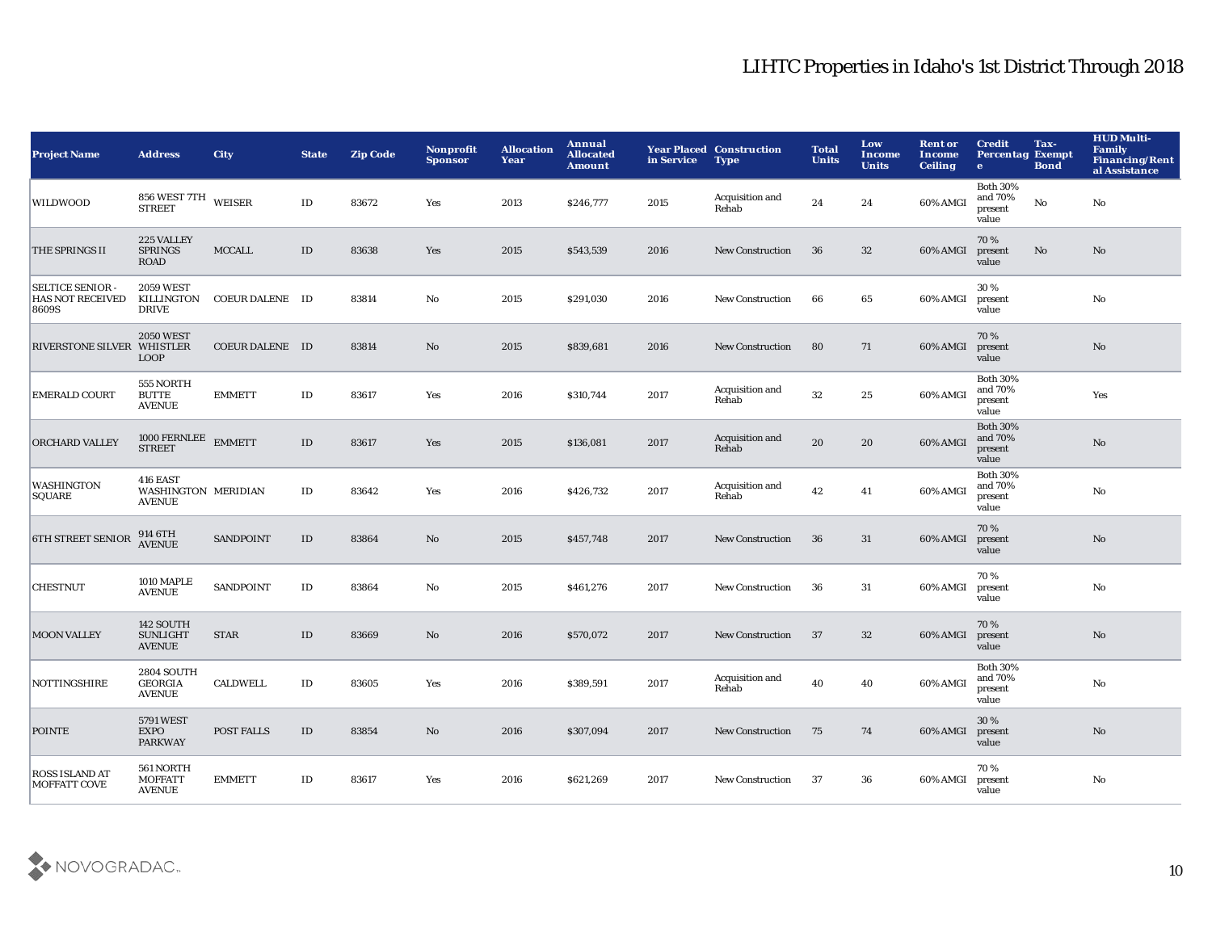# LIHTC Properties in Idaho's 1st District Through 2018

| Project Name | Address | City | State | Zip Code | Nonprofit Sponsor | Allocation Year | Annual Allocated Amount | Year Placed in Service | Construction Type | Total Units | Low Income Units | Rent or Income Ceiling | Credit Percentage | Tax-Exempt Bond | HUD Multi-Family Financing/Rental Assistance |
|---|---|---|---|---|---|---|---|---|---|---|---|---|---|---|---|
| WILDWOOD | 856 WEST 7TH STREET | WEISER | ID | 83672 | Yes | 2013 | $246,777 | 2015 | Acquisition and Rehab | 24 | 24 | 60% AMGI | Both 30% and 70% present value | No | No |
| THE SPRINGS II | 225 VALLEY SPRINGS ROAD | MCCALL | ID | 83638 | Yes | 2015 | $543,539 | 2016 | New Construction | 36 | 32 | 60% AMGI | 70 % present value | No | No |
| SELTICE SENIOR - HAS NOT RECEIVED 8609S | 2059 WEST KILLINGTON DRIVE | COEUR DALENE | ID | 83814 | No | 2015 | $291,030 | 2016 | New Construction | 66 | 65 | 60% AMGI | 30 % present value | | No |
| RIVERSTONE SILVER | 2050 WEST WHISTLER LOOP | COEUR DALENE | ID | 83814 | No | 2015 | $839,681 | 2016 | New Construction | 80 | 71 | 60% AMGI | 70 % present value | | No |
| EMERALD COURT | 555 NORTH BUTTE AVENUE | EMMETT | ID | 83617 | Yes | 2016 | $310,744 | 2017 | Acquisition and Rehab | 32 | 25 | 60% AMGI | Both 30% and 70% present value | | Yes |
| ORCHARD VALLEY | 1000 FERNLEE STREET | EMMETT | ID | 83617 | Yes | 2015 | $136,081 | 2017 | Acquisition and Rehab | 20 | 20 | 60% AMGI | Both 30% and 70% present value | | No |
| WASHINGTON SQUARE | 416 EAST WASHINGTON AVENUE | MERIDIAN | ID | 83642 | Yes | 2016 | $426,732 | 2017 | Acquisition and Rehab | 42 | 41 | 60% AMGI | Both 30% and 70% present value | | No |
| 6TH STREET SENIOR | 914 6TH AVENUE | SANDPOINT | ID | 83864 | No | 2015 | $457,748 | 2017 | New Construction | 36 | 31 | 60% AMGI | 70 % present value | | No |
| CHESTNUT | 1010 MAPLE AVENUE | SANDPOINT | ID | 83864 | No | 2015 | $461,276 | 2017 | New Construction | 36 | 31 | 60% AMGI | 70 % present value | | No |
| MOON VALLEY | 142 SOUTH SUNLIGHT AVENUE | STAR | ID | 83669 | No | 2016 | $570,072 | 2017 | New Construction | 37 | 32 | 60% AMGI | 70 % present value | | No |
| NOTTINGSHIRE | 2804 SOUTH GEORGIA AVENUE | CALDWELL | ID | 83605 | Yes | 2016 | $389,591 | 2017 | Acquisition and Rehab | 40 | 40 | 60% AMGI | Both 30% and 70% present value | | No |
| POINTE | 5791 WEST EXPO PARKWAY | POST FALLS | ID | 83854 | No | 2016 | $307,094 | 2017 | New Construction | 75 | 74 | 60% AMGI | 30 % present value | | No |
| ROSS ISLAND AT MOFFATT COVE | 561 NORTH MOFFATT AVENUE | EMMETT | ID | 83617 | Yes | 2016 | $621,269 | 2017 | New Construction | 37 | 36 | 60% AMGI | 70 % present value | | No |

NOVOGRADAC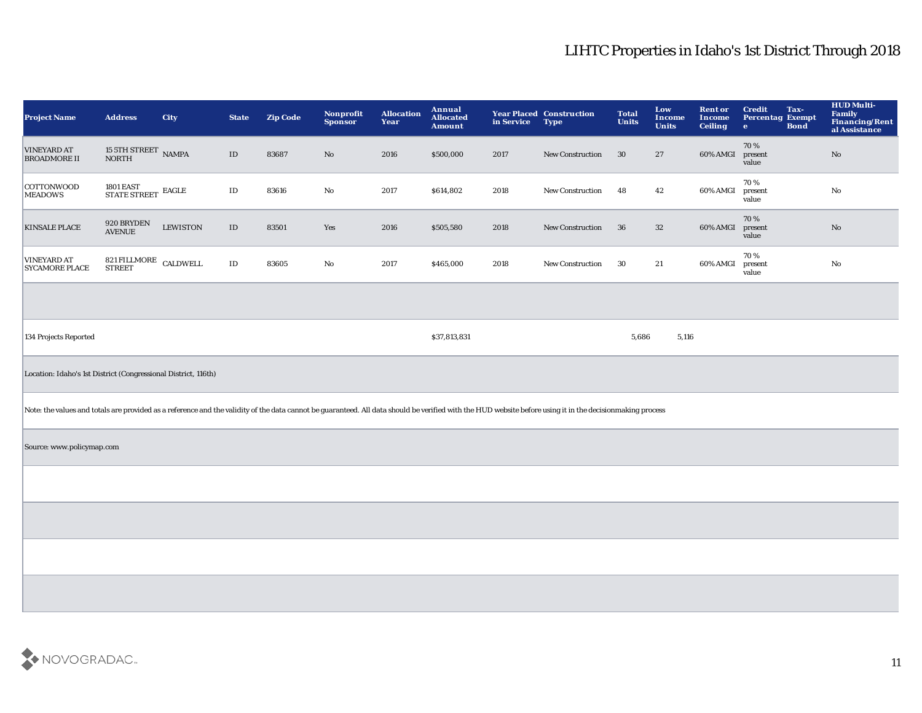# LIHTC Properties in Idaho's 1st District Through 2018

| Project Name | Address | City | State | Zip Code | Nonprofit Sponsor | Allocation Year | Annual Allocated Amount | Year Placed in Service | Construction Type | Total Units | Low Income Units | Rent or Income Ceiling | Credit Percentage | Tax-Exempt Bond | HUD Multi-Family Financing/Rental Assistance |
|---|---|---|---|---|---|---|---|---|---|---|---|---|---|---|---|
| VINEYARD AT BROADMORE II | 15 5TH STREET NORTH | NAMPA | ID | 83687 | No | 2016 | $500,000 | 2017 | New Construction | 30 | 27 | 60% AMGI | 70 % present value | | No |
| COTTONWOOD MEADOWS | 1801 EAST STATE STREET | EAGLE | ID | 83616 | No | 2017 | $614,802 | 2018 | New Construction | 48 | 42 | 60% AMGI | 70 % present value | | No |
| KINSALE PLACE | 920 BRYDEN AVENUE | LEWISTON | ID | 83501 | Yes | 2016 | $505,580 | 2018 | New Construction | 36 | 32 | 60% AMGI | 70 % present value | | No |
| VINEYARD AT SYCAMORE PLACE | 821 FILLMORE STREET | CALDWELL | ID | 83605 | No | 2017 | $465,000 | 2018 | New Construction | 30 | 21 | 60% AMGI | 70 % present value | | No |
| | | | | | | | | | | | | | | | |
| 134 Projects Reported | | | | | | | $37,813,831 | | | 5,686 | 5,116 | | | | |

Location: Idaho's 1st District (Congressional District, 116th)

Note: the values and totals are provided as a reference and the validity of the data cannot be guaranteed. All data should be verified with the HUD website before using it in the decisionmaking process

Source: www.policymap.com